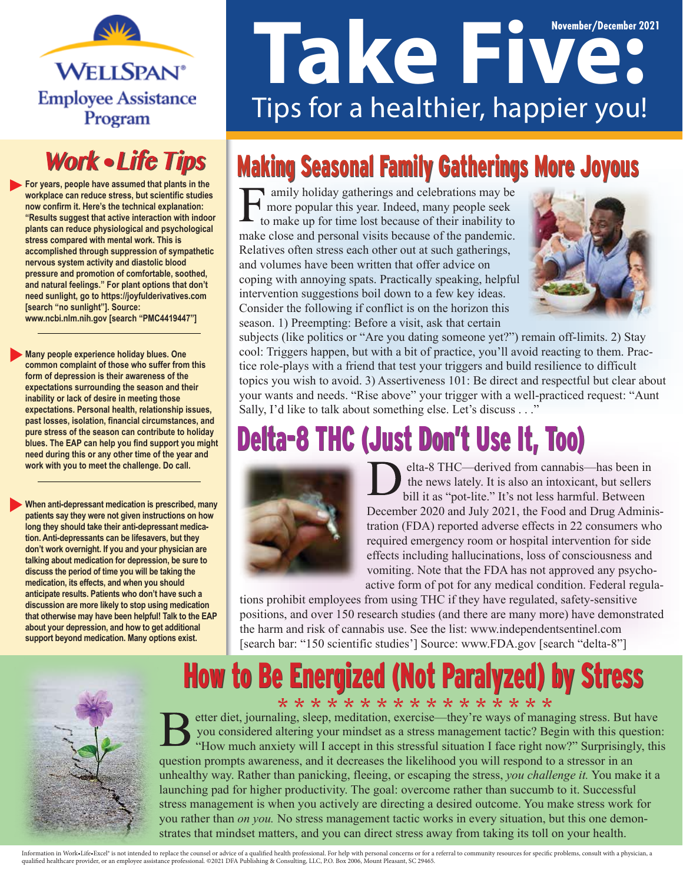WELLSPAN® Employee Assistance Program

# Take Five: Tips for a healthier, happier you!

November/December 2021

## Work • Life Tips

- For years, people have assumed that plants in the workplace can reduce stress, but scientific studies now confirm it. Here's the technical explanation: "Results suggest that active interaction with indoor plants can reduce physiological and psychological stress compared with mental work. This is accomplished through suppression of sympathetic nervous system activity and diastolic blood pressure and promotion of comfortable, soothed, and natural feelings." For plant options that don't need sunlight, go to https://joyfulderivatives.com [search "no sunlight"]. Source: www.ncbi.nlm.nih.gov [search "PMC4419447"]

- Many people experience holiday blues. One common complaint of those who suffer from this form of depression is their awareness of the expectations surrounding the season and their inability or lack of desire in meeting those expectations. Personal health, relationship issues, past losses, isolation, financial circumstances, and pure stress of the season can contribute to holiday blues. The EAP can help you find support you might need during this or any other time of the year and work with you to meet the challenge. Do call.

- When anti-depressant medication is prescribed, many patients say they were not given instructions on how long they should take their anti-depressant medication. Anti-depressants can be lifesavers, but they don't work overnight. If you and your physician are talking about medication for depression, be sure to discuss the period of time you will be taking the medication, its effects, and when you should anticipate results. Patients who don't have such a discussion are more likely to stop using medication that otherwise may have been helpful! Talk to the EAP about your depression, and how to get additional support beyond medication. Many options exist.

## Making Seasonal Family Gatherings More Joyous

Family holiday gatherings and celebrations may be more popular this year. Indeed, many people seek to make up for time lost because of their inability to make close and personal visits because of the pandemic. Relatives often stress each other out at such gatherings, and volumes have been written that offer advice on coping with annoying spats. Practically speaking, helpful intervention suggestions boil down to a few key ideas. Consider the following if conflict is on the horizon this season. 1) Preempting: Before a visit, ask that certain subjects (like politics or "Are you dating someone yet?") remain off-limits. 2) Stay cool: Triggers happen, but with a bit of practice, you'll avoid reacting to them. Practice role-plays with a friend that test your triggers and build resilience to difficult topics you wish to avoid. 3) Assertiveness 101: Be direct and respectful but clear about your wants and needs. "Rise above" your trigger with a well-practiced request: "Aunt Sally, I'd like to talk about something else. Let's discuss . . ."

## Delta-8 THC (Just Don't Use It, Too)

Delta-8 THC—derived from cannabis—has been in the news lately. It is also an intoxicant, but sellers bill it as "pot-lite." It's not less harmful. Between December 2020 and July 2021, the Food and Drug Administration (FDA) reported adverse effects in 22 consumers who required emergency room or hospital intervention for side effects including hallucinations, loss of consciousness and vomiting. Note that the FDA has not approved any psychoactive form of pot for any medical condition. Federal regulations prohibit employees from using THC if they have regulated, safety-sensitive positions, and over 150 research studies (and there are many more) have demonstrated the harm and risk of cannabis use. See the list: www.independentsentinel.com [search bar: "150 scientific studies'] Source: www.FDA.gov [search "delta-8"]

## How to Be Energized (Not Paralyzed) by Stress

Better diet, journaling, sleep, meditation, exercise—they're ways of managing stress. But have you considered altering your mindset as a stress management tactic? Begin with this question: "How much anxiety will I accept in this stressful situation I face right now?" Surprisingly, this question prompts awareness, and it decreases the likelihood you will respond to a stressor in an unhealthy way. Rather than panicking, fleeing, or escaping the stress, *you challenge it.* You make it a launching pad for higher productivity. The goal: overcome rather than succumb to it. Successful stress management is when you actively are directing a desired outcome. You make stress work for you rather than *on you.* No stress management tactic works in every situation, but this one demonstrates that mindset matters, and you can direct stress away from taking its toll on your health.

Information in Work•Life•Excel® is not intended to replace the counsel or advice of a qualified health professional. For help with personal concerns or for a referral to community resources for specific problems, consult with a physician, a qualified healthcare provider, or an employee assistance professional. ©2021 DFA Publishing & Consulting, LLC, P.O. Box 2006, Mount Pleasant, SC 29465.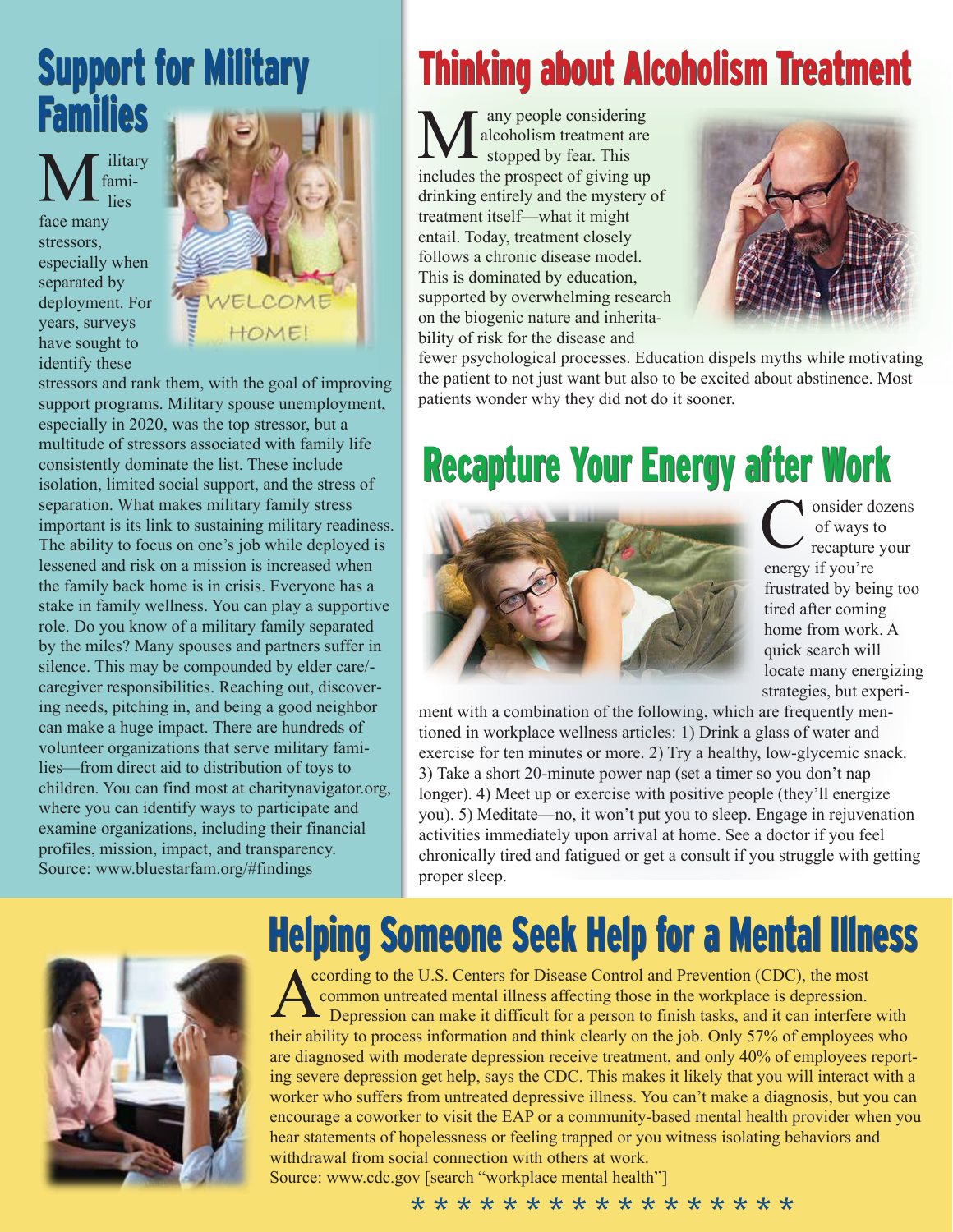## Support for Military Families

Military families face many stressors, especially when separated by deployment. For years, surveys have sought to identify these stressors and rank them, with the goal of improving support programs. Military spouse unemployment, especially in 2020, was the top stressor, but a multitude of stressors associated with family life consistently dominate the list. These include isolation, limited social support, and the stress of separation. What makes military family stress important is its link to sustaining military readiness. The ability to focus on one's job while deployed is lessened and risk on a mission is increased when the family back home is in crisis. Everyone has a stake in family wellness. You can play a supportive role. Do you know of a military family separated by the miles? Many spouses and partners suffer in silence. This may be compounded by elder care/-caregiver responsibilities. Reaching out, discovering needs, pitching in, and being a good neighbor can make a huge impact. There are hundreds of volunteer organizations that serve military families—from direct aid to distribution of toys to children. You can find most at charitynavigator.org, where you can identify ways to participate and examine organizations, including their financial profiles, mission, impact, and transparency.
Source: www.bluestarfam.org/#findings

## Thinking about Alcoholism Treatment

Many people considering alcoholism treatment are stopped by fear. This includes the prospect of giving up drinking entirely and the mystery of treatment itself—what it might entail. Today, treatment closely follows a chronic disease model. This is dominated by education, supported by overwhelming research on the biogenic nature and inheritability of risk for the disease and fewer psychological processes. Education dispels myths while motivating the patient to not just want but also to be excited about abstinence. Most patients wonder why they did not do it sooner.

## Recapture Your Energy after Work

Consider dozens of ways to recapture your energy if you're frustrated by being too tired after coming home from work. A quick search will locate many energizing strategies, but experiment with a combination of the following, which are frequently mentioned in workplace wellness articles: 1) Drink a glass of water and exercise for ten minutes or more. 2) Try a healthy, low-glycemic snack. 3) Take a short 20-minute power nap (set a timer so you don't nap longer). 4) Meet up or exercise with positive people (they'll energize you). 5) Meditate—no, it won't put you to sleep. Engage in rejuvenation activities immediately upon arrival at home. See a doctor if you feel chronically tired and fatigued or get a consult if you struggle with getting proper sleep.

## Helping Someone Seek Help for a Mental Illness

According to the U.S. Centers for Disease Control and Prevention (CDC), the most common untreated mental illness affecting those in the workplace is depression. Depression can make it difficult for a person to finish tasks, and it can interfere with their ability to process information and think clearly on the job. Only 57% of employees who are diagnosed with moderate depression receive treatment, and only 40% of employees reporting severe depression get help, says the CDC. This makes it likely that you will interact with a worker who suffers from untreated depressive illness. You can't make a diagnosis, but you can encourage a coworker to visit the EAP or a community-based mental health provider when you hear statements of hopelessness or feeling trapped or you witness isolating behaviors and withdrawal from social connection with others at work.
Source: www.cdc.gov [search "workplace mental health"]

* * * * * * * * * * * * * * * * * *